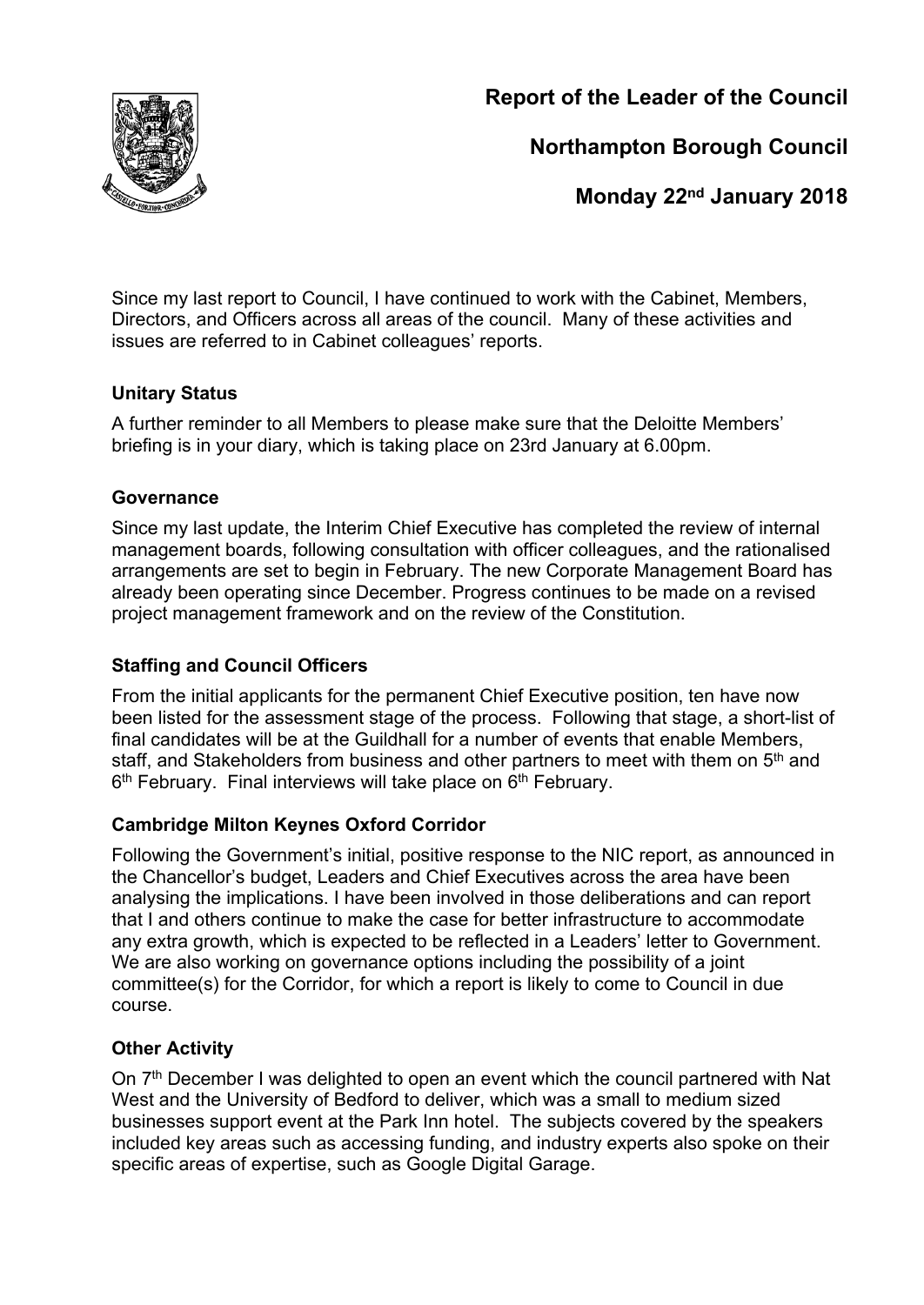# Report of the Leader of the Council

# Northampton Borough Council

# Monday 22nd January 2018

Since my last report to Council, I have continued to work with the Cabinet, Members, Directors, and Officers across all areas of the council. Many of these activities and issues are referred to in Cabinet colleagues' reports.

**Unitary Status**

A further reminder to all Members to please make sure that the Deloitte Members' briefing is in your diary, which is taking place on 23rd January at 6.00pm.

**Governance**

Since my last update, the Interim Chief Executive has completed the review of internal management boards, following consultation with officer colleagues, and the rationalised arrangements are set to begin in February. The new Corporate Management Board has already been operating since December. Progress continues to be made on a revised project management framework and on the review of the Constitution.

**Staffing and Council Officers**

From the initial applicants for the permanent Chief Executive position, ten have now been listed for the assessment stage of the process. Following that stage, a short-list of final candidates will be at the Guildhall for a number of events that enable Members, staff, and Stakeholders from business and other partners to meet with them on 5th and 6th February. Final interviews will take place on 6th February.

**Cambridge Milton Keynes Oxford Corridor**

Following the Government's initial, positive response to the NIC report, as announced in the Chancellor's budget, Leaders and Chief Executives across the area have been analysing the implications. I have been involved in those deliberations and can report that I and others continue to make the case for better infrastructure to accommodate any extra growth, which is expected to be reflected in a Leaders' letter to Government. We are also working on governance options including the possibility of a joint committee(s) for the Corridor, for which a report is likely to come to Council in due course.

**Other Activity**

On 7th December I was delighted to open an event which the council partnered with Nat West and the University of Bedford to deliver, which was a small to medium sized businesses support event at the Park Inn hotel. The subjects covered by the speakers included key areas such as accessing funding, and industry experts also spoke on their specific areas of expertise, such as Google Digital Garage.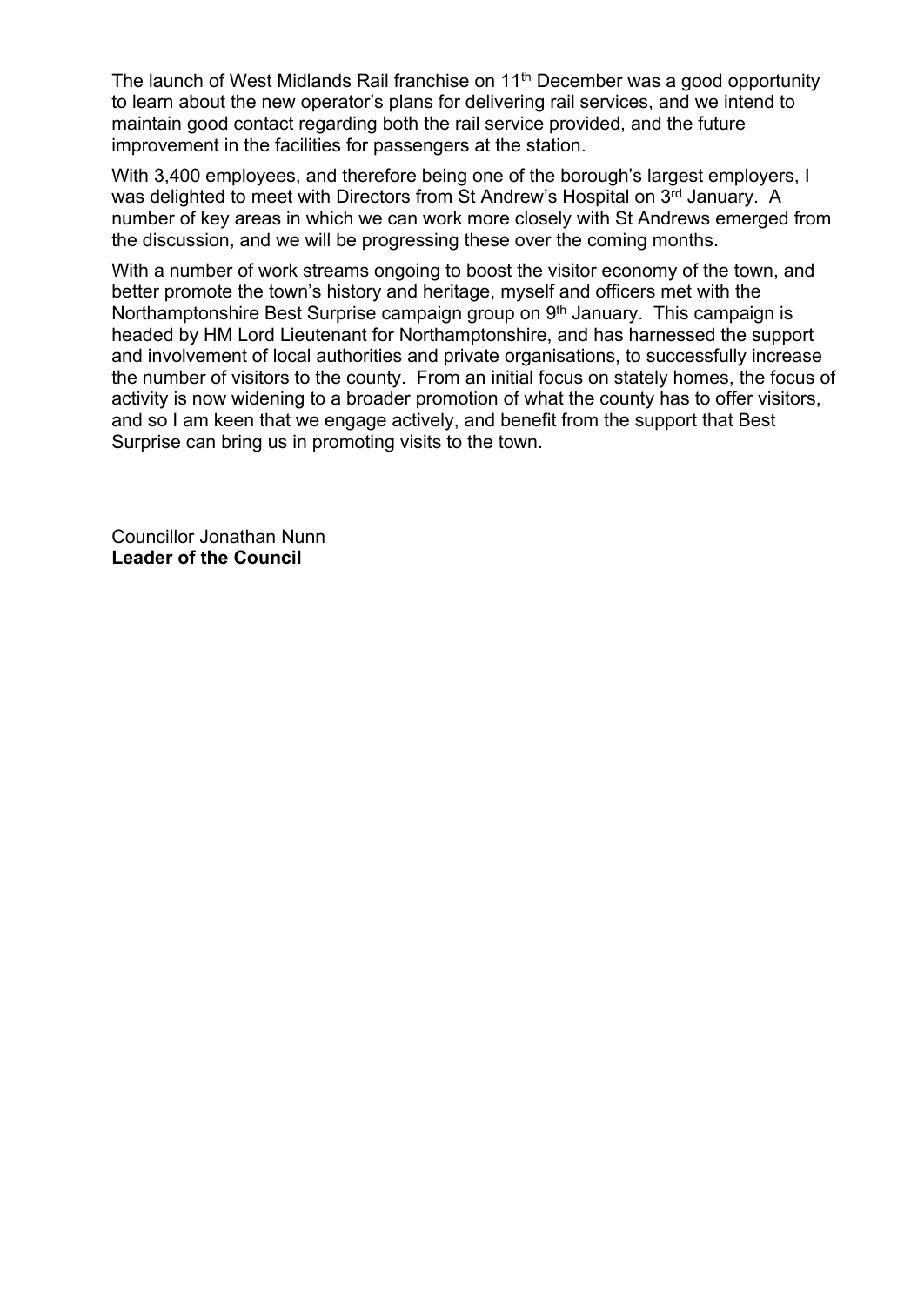The launch of West Midlands Rail franchise on 11th December was a good opportunity to learn about the new operator's plans for delivering rail services, and we intend to maintain good contact regarding both the rail service provided, and the future improvement in the facilities for passengers at the station.

With 3,400 employees, and therefore being one of the borough's largest employers, I was delighted to meet with Directors from St Andrew's Hospital on 3rd January. A number of key areas in which we can work more closely with St Andrews emerged from the discussion, and we will be progressing these over the coming months.

With a number of work streams ongoing to boost the visitor economy of the town, and better promote the town's history and heritage, myself and officers met with the Northamptonshire Best Surprise campaign group on 9th January. This campaign is headed by HM Lord Lieutenant for Northamptonshire, and has harnessed the support and involvement of local authorities and private organisations, to successfully increase the number of visitors to the county. From an initial focus on stately homes, the focus of activity is now widening to a broader promotion of what the county has to offer visitors, and so I am keen that we engage actively, and benefit from the support that Best Surprise can bring us in promoting visits to the town.

Councillor Jonathan Nunn
**Leader of the Council**